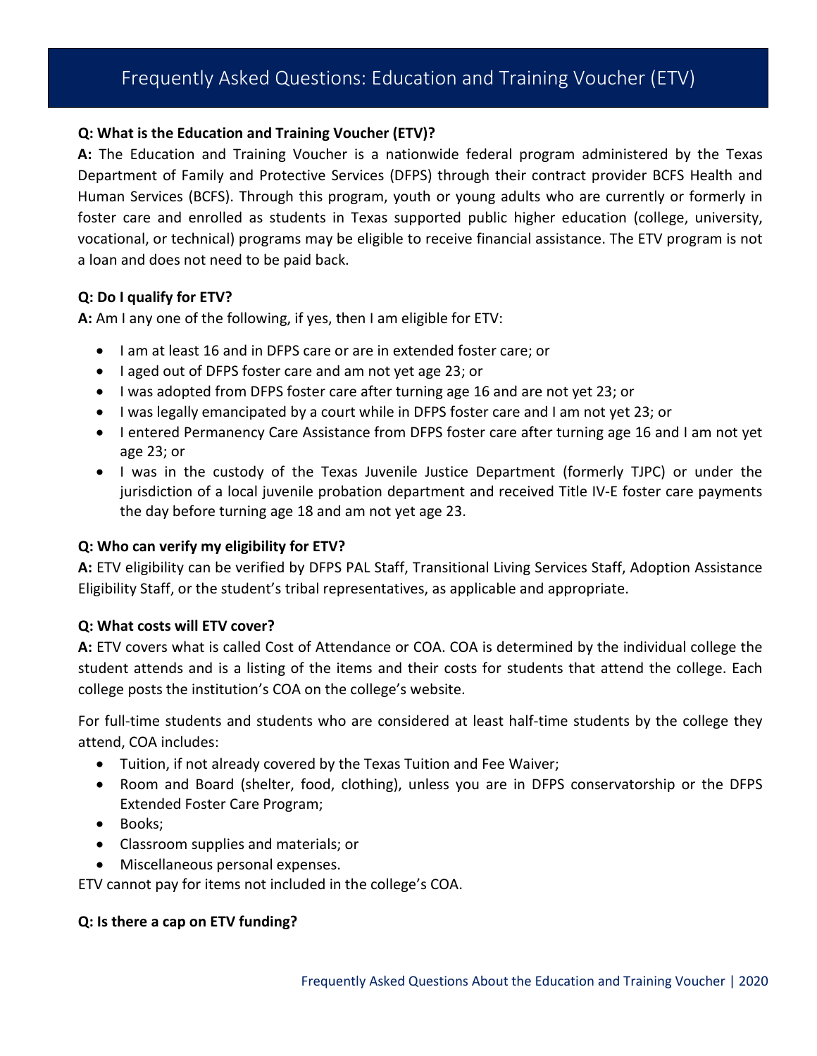# Frequently Asked Questions: Education and Training Voucher (ETV)

**Q: What is the Education and Training Voucher (ETV)?**

**A:** The Education and Training Voucher is a nationwide federal program administered by the Texas Department of Family and Protective Services (DFPS) through their contract provider BCFS Health and Human Services (BCFS). Through this program, youth or young adults who are currently or formerly in foster care and enrolled as students in Texas supported public higher education (college, university, vocational, or technical) programs may be eligible to receive financial assistance. The ETV program is not a loan and does not need to be paid back.

**Q: Do I qualify for ETV?**

**A:** Am I any one of the following, if yes, then I am eligible for ETV:

- I am at least 16 and in DFPS care or are in extended foster care; or
- I aged out of DFPS foster care and am not yet age 23; or
- I was adopted from DFPS foster care after turning age 16 and are not yet 23; or
- I was legally emancipated by a court while in DFPS foster care and I am not yet 23; or
- I entered Permanency Care Assistance from DFPS foster care after turning age 16 and I am not yet age 23; or
- I was in the custody of the Texas Juvenile Justice Department (formerly TJPC) or under the jurisdiction of a local juvenile probation department and received Title IV-E foster care payments the day before turning age 18 and am not yet age 23.

**Q: Who can verify my eligibility for ETV?**

**A:** ETV eligibility can be verified by DFPS PAL Staff, Transitional Living Services Staff, Adoption Assistance Eligibility Staff, or the student's tribal representatives, as applicable and appropriate.

**Q: What costs will ETV cover?**

**A:** ETV covers what is called Cost of Attendance or COA. COA is determined by the individual college the student attends and is a listing of the items and their costs for students that attend the college. Each college posts the institution's COA on the college's website.

For full-time students and students who are considered at least half-time students by the college they attend, COA includes:

- Tuition, if not already covered by the Texas Tuition and Fee Waiver;
- Room and Board (shelter, food, clothing), unless you are in DFPS conservatorship or the DFPS Extended Foster Care Program;
- Books;
- Classroom supplies and materials; or
- Miscellaneous personal expenses.

ETV cannot pay for items not included in the college's COA.

**Q: Is there a cap on ETV funding?**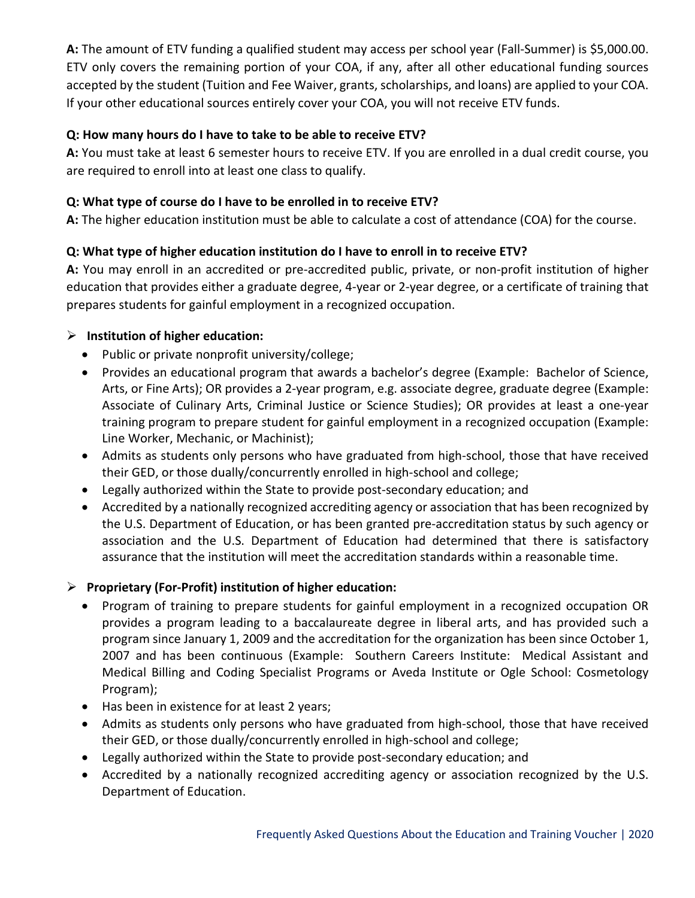**A:** The amount of ETV funding a qualified student may access per school year (Fall-Summer) is $5,000.00. ETV only covers the remaining portion of your COA, if any, after all other educational funding sources accepted by the student (Tuition and Fee Waiver, grants, scholarships, and loans) are applied to your COA. If your other educational sources entirely cover your COA, you will not receive ETV funds.

**Q: How many hours do I have to take to be able to receive ETV?**
**A:** You must take at least 6 semester hours to receive ETV. If you are enrolled in a dual credit course, you are required to enroll into at least one class to qualify.

**Q: What type of course do I have to be enrolled in to receive ETV?**
**A:** The higher education institution must be able to calculate a cost of attendance (COA) for the course.

**Q: What type of higher education institution do I have to enroll in to receive ETV?**
**A:** You may enroll in an accredited or pre-accredited public, private, or non-profit institution of higher education that provides either a graduate degree, 4-year or 2-year degree, or a certificate of training that prepares students for gainful employment in a recognized occupation.

- **Institution of higher education:**
  - Public or private nonprofit university/college;
  - Provides an educational program that awards a bachelor's degree (Example: Bachelor of Science, Arts, or Fine Arts); OR provides a 2-year program, e.g. associate degree, graduate degree (Example: Associate of Culinary Arts, Criminal Justice or Science Studies); OR provides at least a one-year training program to prepare student for gainful employment in a recognized occupation (Example: Line Worker, Mechanic, or Machinist);
  - Admits as students only persons who have graduated from high-school, those that have received their GED, or those dually/concurrently enrolled in high-school and college;
  - Legally authorized within the State to provide post-secondary education; and
  - Accredited by a nationally recognized accrediting agency or association that has been recognized by the U.S. Department of Education, or has been granted pre-accreditation status by such agency or association and the U.S. Department of Education had determined that there is satisfactory assurance that the institution will meet the accreditation standards within a reasonable time.

- **Proprietary (For-Profit) institution of higher education:**
  - Program of training to prepare students for gainful employment in a recognized occupation OR provides a program leading to a baccalaureate degree in liberal arts, and has provided such a program since January 1, 2009 and the accreditation for the organization has been since October 1, 2007 and has been continuous (Example: Southern Careers Institute: Medical Assistant and Medical Billing and Coding Specialist Programs or Aveda Institute or Ogle School: Cosmetology Program);
  - Has been in existence for at least 2 years;
  - Admits as students only persons who have graduated from high-school, those that have received their GED, or those dually/concurrently enrolled in high-school and college;
  - Legally authorized within the State to provide post-secondary education; and
  - Accredited by a nationally recognized accrediting agency or association recognized by the U.S. Department of Education.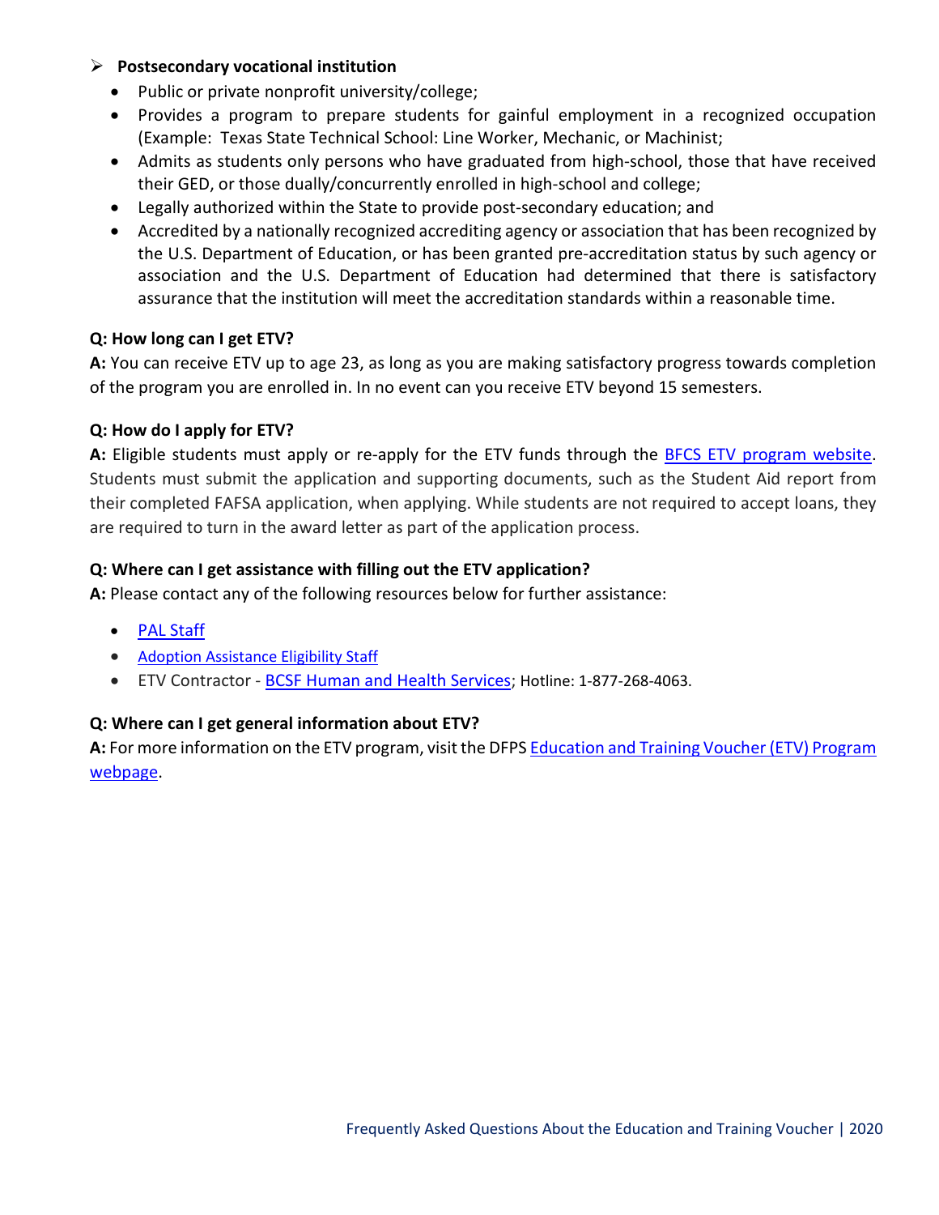- **Postsecondary vocational institution**
  - Public or private nonprofit university/college;
  - Provides a program to prepare students for gainful employment in a recognized occupation (Example: Texas State Technical School: Line Worker, Mechanic, or Machinist;
  - Admits as students only persons who have graduated from high-school, those that have received their GED, or those dually/concurrently enrolled in high-school and college;
  - Legally authorized within the State to provide post-secondary education; and
  - Accredited by a nationally recognized accrediting agency or association that has been recognized by the U.S. Department of Education, or has been granted pre-accreditation status by such agency or association and the U.S. Department of Education had determined that there is satisfactory assurance that the institution will meet the accreditation standards within a reasonable time.

**Q: How long can I get ETV?**

**A:** You can receive ETV up to age 23, as long as you are making satisfactory progress towards completion of the program you are enrolled in. In no event can you receive ETV beyond 15 semesters.

**Q: How do I apply for ETV?**

**A:** Eligible students must apply or re-apply for the ETV funds through the BFCS ETV program website. Students must submit the application and supporting documents, such as the Student Aid report from their completed FAFSA application, when applying. While students are not required to accept loans, they are required to turn in the award letter as part of the application process.

**Q: Where can I get assistance with filling out the ETV application?**

**A:** Please contact any of the following resources below for further assistance:

- PAL Staff
- Adoption Assistance Eligibility Staff
- ETV Contractor - BCSF Human and Health Services; Hotline: 1-877-268-4063.

**Q: Where can I get general information about ETV?**

**A:** For more information on the ETV program, visit the DFPS Education and Training Voucher (ETV) Program webpage.